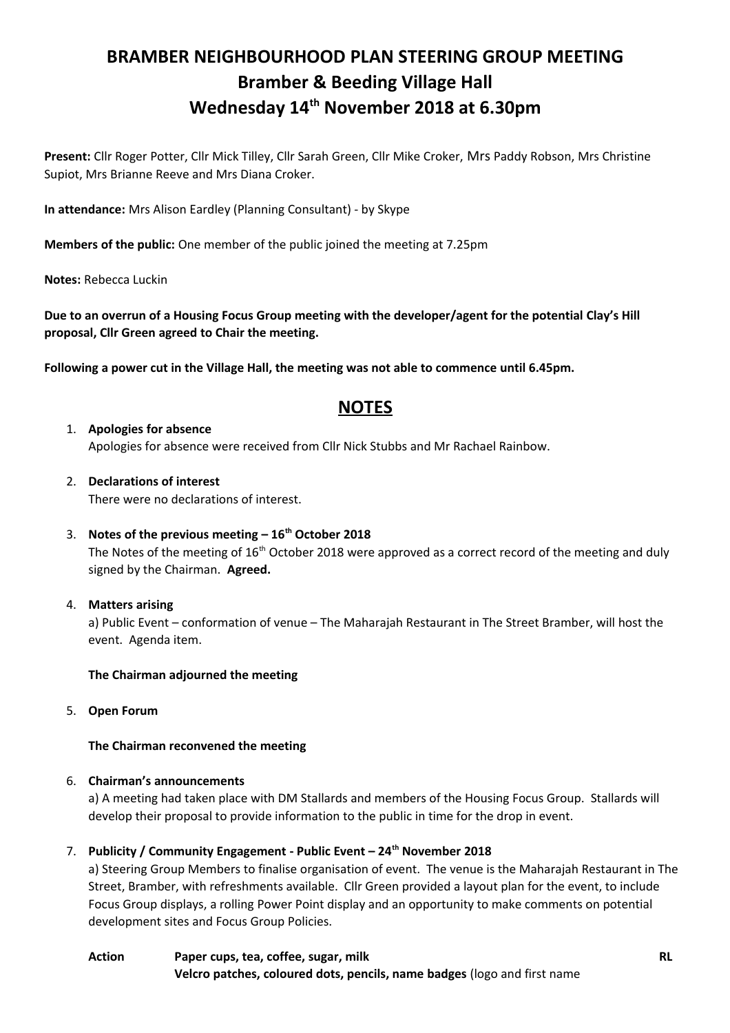# BRAMBER NEIGHBOURHOOD PLAN STEERING GROUP MEETING
## Bramber & Beeding Village Hall
## Wednesday 14th November 2018 at 6.30pm

**Present:** Cllr Roger Potter, Cllr Mick Tilley, Cllr Sarah Green, Cllr Mike Croker, Mrs Paddy Robson, Mrs Christine Supiot, Mrs Brianne Reeve and Mrs Diana Croker.

**In attendance:** Mrs Alison Eardley (Planning Consultant) - by Skype

**Members of the public:** One member of the public joined the meeting at 7.25pm

**Notes:** Rebecca Luckin

**Due to an overrun of a Housing Focus Group meeting with the developer/agent for the potential Clay's Hill proposal, Cllr Green agreed to Chair the meeting.**

**Following a power cut in the Village Hall, the meeting was not able to commence until 6.45pm.**

## NOTES

1. **Apologies for absence**
   Apologies for absence were received from Cllr Nick Stubbs and Mr Rachael Rainbow.

2. **Declarations of interest**
   There were no declarations of interest.

3. **Notes of the previous meeting – 16th October 2018**
   The Notes of the meeting of 16th October 2018 were approved as a correct record of the meeting and duly signed by the Chairman. **Agreed.**

4. **Matters arising**
   a) Public Event – conformation of venue – The Maharajah Restaurant in The Street Bramber, will host the event. Agenda item.

   **The Chairman adjourned the meeting**

5. **Open Forum**

   **The Chairman reconvened the meeting**

6. **Chairman's announcements**
   a) A meeting had taken place with DM Stallards and members of the Housing Focus Group. Stallards will develop their proposal to provide information to the public in time for the drop in event.

7. **Publicity / Community Engagement - Public Event – 24th November 2018**
   a) Steering Group Members to finalise organisation of event. The venue is the Maharajah Restaurant in The Street, Bramber, with refreshments available. Cllr Green provided a layout plan for the event, to include Focus Group displays, a rolling Power Point display and an opportunity to make comments on potential development sites and Focus Group Policies.

   **Action** **Paper cups, tea, coffee, sugar, milk** **RL**
   **Velcro patches, coloured dots, pencils, name badges** (logo and first name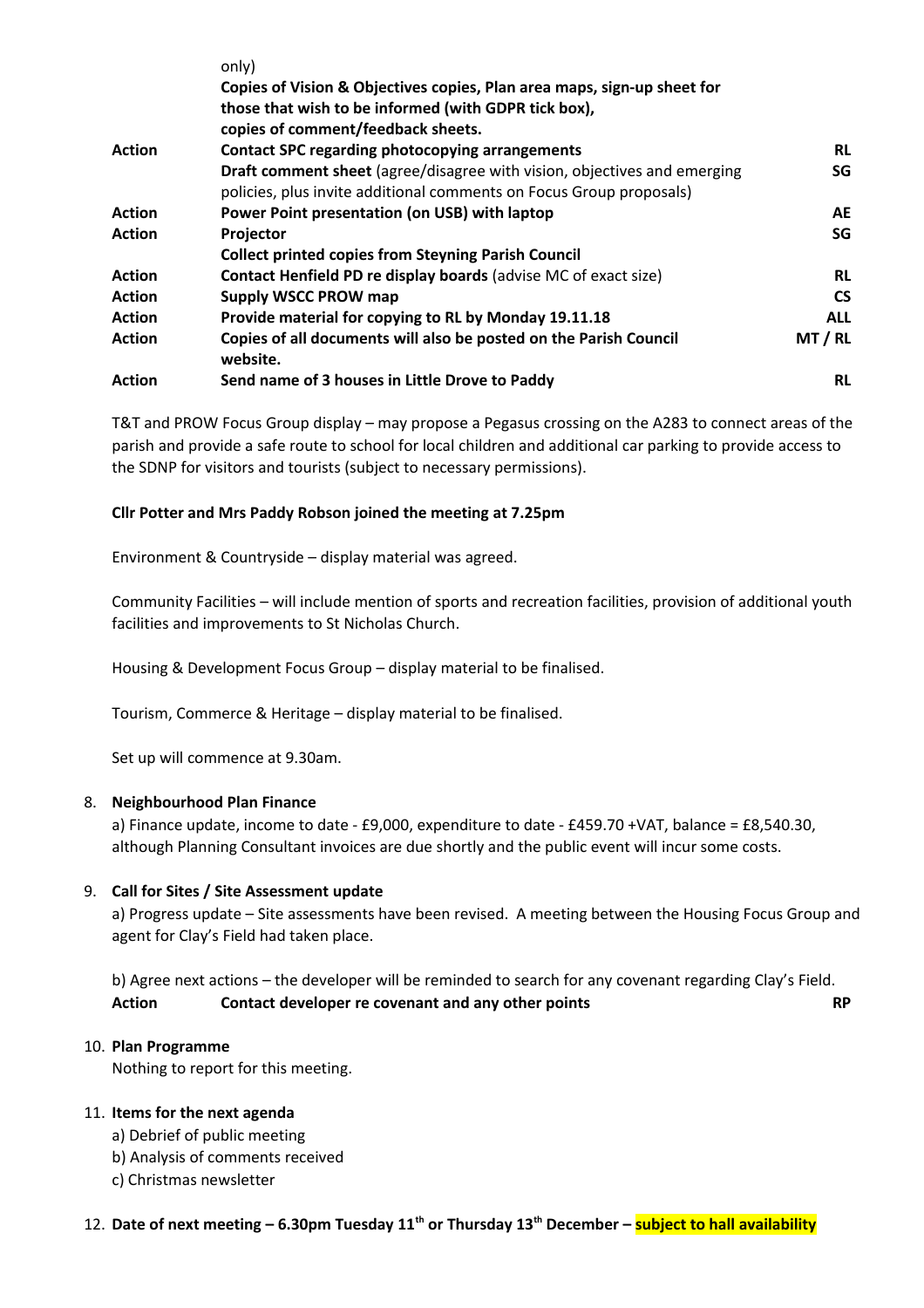| | | |
|---|---|---|
| | only) | |
| | **Copies of Vision & Objectives copies, Plan area maps, sign-up sheet for those that wish to be informed (with GDPR tick box), copies of comment/feedback sheets.** | |
| **Action** | **Contact SPC regarding photocopying arrangements** | **RL** |
| | **Draft comment sheet** (agree/disagree with vision, objectives and emerging policies, plus invite additional comments on Focus Group proposals) | **SG** |
| **Action** | **Power Point presentation (on USB) with laptop** | **AE** |
| **Action** | **Projector** | **SG** |
| | **Collect printed copies from Steyning Parish Council** | |
| **Action** | **Contact Henfield PD re display boards** (advise MC of exact size) | **RL** |
| **Action** | **Supply WSCC PROW map** | **CS** |
| **Action** | **Provide material for copying to RL by Monday 19.11.18** | **ALL** |
| **Action** | **Copies of all documents will also be posted on the Parish Council website.** | **MT / RL** |
| **Action** | **Send name of 3 houses in Little Drove to Paddy** | **RL** |

T&T and PROW Focus Group display – may propose a Pegasus crossing on the A283 to connect areas of the parish and provide a safe route to school for local children and additional car parking to provide access to the SDNP for visitors and tourists (subject to necessary permissions).

**Cllr Potter and Mrs Paddy Robson joined the meeting at 7.25pm**

Environment & Countryside – display material was agreed.

Community Facilities – will include mention of sports and recreation facilities, provision of additional youth facilities and improvements to St Nicholas Church.

Housing & Development Focus Group – display material to be finalised.

Tourism, Commerce & Heritage – display material to be finalised.

Set up will commence at 9.30am.

8. **Neighbourhood Plan Finance**

   a) Finance update, income to date - £9,000, expenditure to date - £459.70 +VAT, balance = £8,540.30, although Planning Consultant invoices are due shortly and the public event will incur some costs.

9. **Call for Sites / Site Assessment update**

   a) Progress update – Site assessments have been revised. A meeting between the Housing Focus Group and agent for Clay's Field had taken place.

   b) Agree next actions – the developer will be reminded to search for any covenant regarding Clay's Field.

   **Action** **Contact developer re covenant and any other points** **RP**

10. **Plan Programme**

    Nothing to report for this meeting.

11. **Items for the next agenda**

    a) Debrief of public meeting
    b) Analysis of comments received
    c) Christmas newsletter

12. **Date of next meeting – 6.30pm Tuesday 11th or Thursday 13th December – subject to hall availability**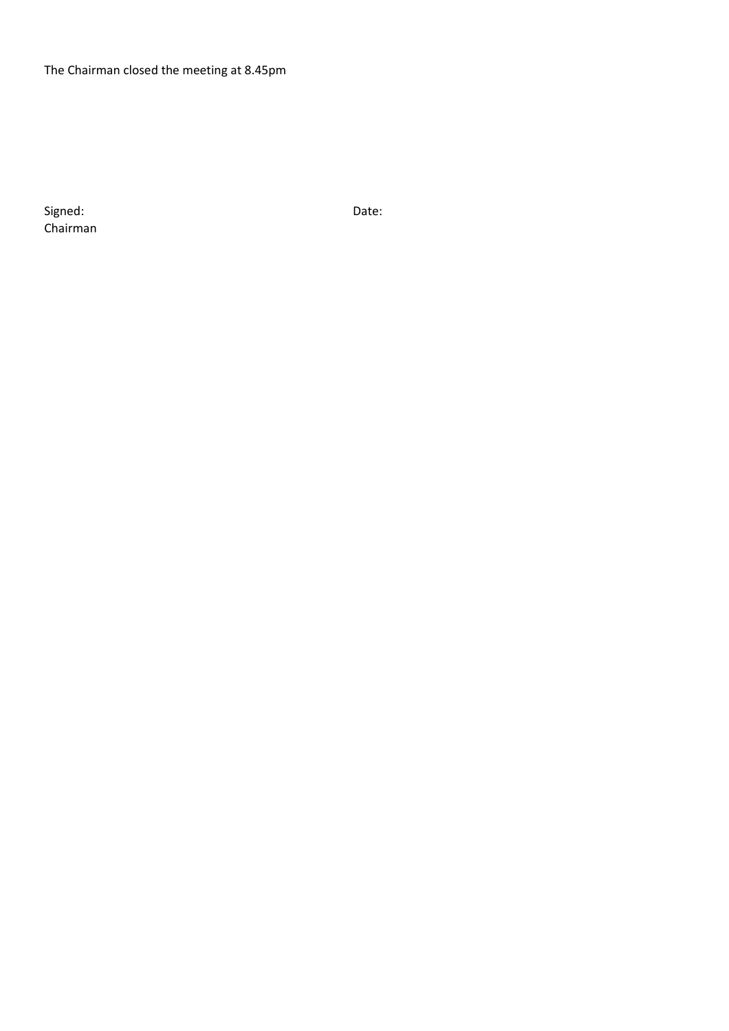The Chairman closed the meeting at 8.45pm

Signed: Date:
Chairman